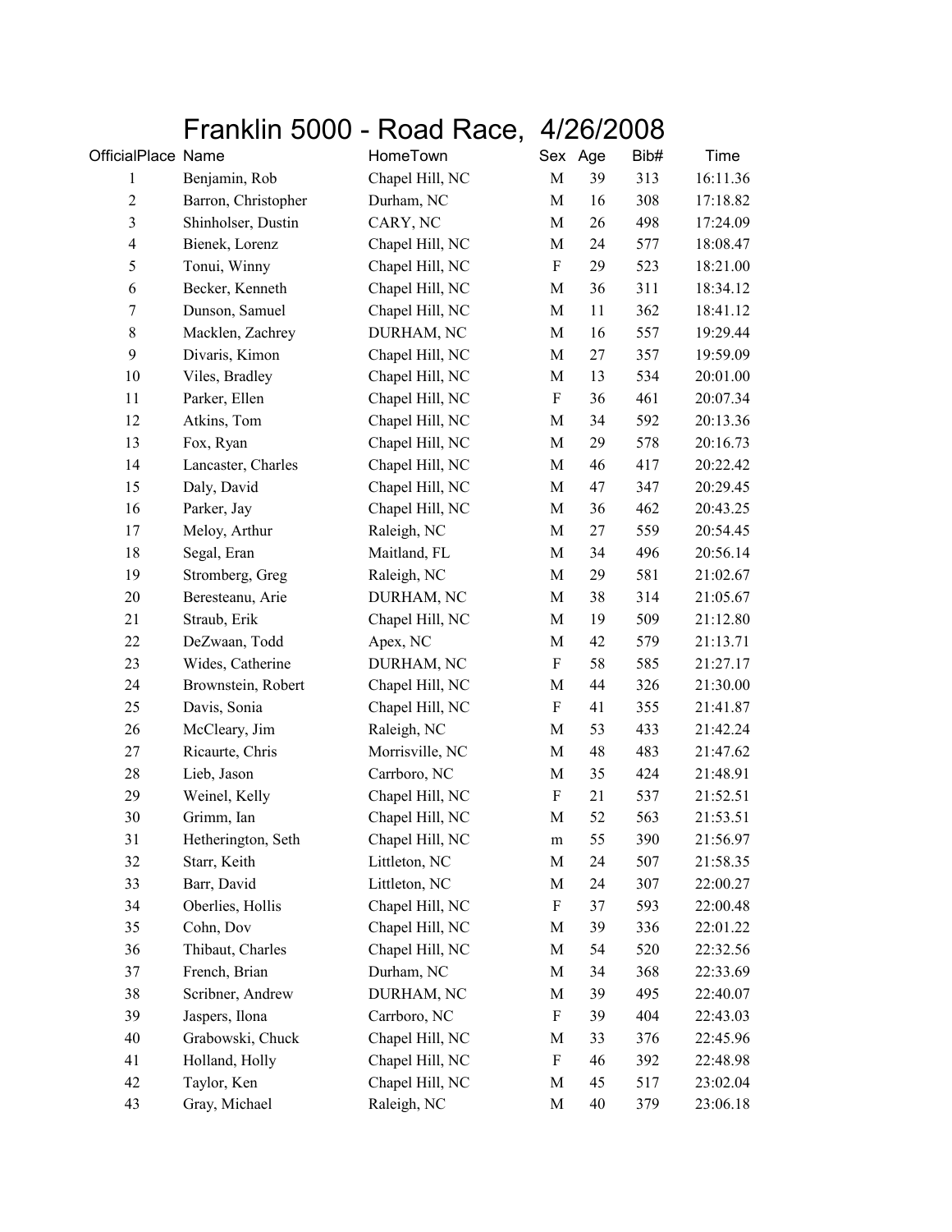# Franklin 5000 - Road Race, 4/26/2008

| OfficialPlace | Name | HomeTown | Sex | Age | Bib# | Time |
|---|---|---|---|---|---|---|
| 1 | Benjamin, Rob | Chapel Hill, NC | M | 39 | 313 | 16:11.36 |
| 2 | Barron, Christopher | Durham, NC | M | 16 | 308 | 17:18.82 |
| 3 | Shinholser, Dustin | CARY, NC | M | 26 | 498 | 17:24.09 |
| 4 | Bienek, Lorenz | Chapel Hill, NC | M | 24 | 577 | 18:08.47 |
| 5 | Tonui, Winny | Chapel Hill, NC | F | 29 | 523 | 18:21.00 |
| 6 | Becker, Kenneth | Chapel Hill, NC | M | 36 | 311 | 18:34.12 |
| 7 | Dunson, Samuel | Chapel Hill, NC | M | 11 | 362 | 18:41.12 |
| 8 | Macklen, Zachrey | DURHAM, NC | M | 16 | 557 | 19:29.44 |
| 9 | Divaris, Kimon | Chapel Hill, NC | M | 27 | 357 | 19:59.09 |
| 10 | Viles, Bradley | Chapel Hill, NC | M | 13 | 534 | 20:01.00 |
| 11 | Parker, Ellen | Chapel Hill, NC | F | 36 | 461 | 20:07.34 |
| 12 | Atkins, Tom | Chapel Hill, NC | M | 34 | 592 | 20:13.36 |
| 13 | Fox, Ryan | Chapel Hill, NC | M | 29 | 578 | 20:16.73 |
| 14 | Lancaster, Charles | Chapel Hill, NC | M | 46 | 417 | 20:22.42 |
| 15 | Daly, David | Chapel Hill, NC | M | 47 | 347 | 20:29.45 |
| 16 | Parker, Jay | Chapel Hill, NC | M | 36 | 462 | 20:43.25 |
| 17 | Meloy, Arthur | Raleigh, NC | M | 27 | 559 | 20:54.45 |
| 18 | Segal, Eran | Maitland, FL | M | 34 | 496 | 20:56.14 |
| 19 | Stromberg, Greg | Raleigh, NC | M | 29 | 581 | 21:02.67 |
| 20 | Beresteanu, Arie | DURHAM, NC | M | 38 | 314 | 21:05.67 |
| 21 | Straub, Erik | Chapel Hill, NC | M | 19 | 509 | 21:12.80 |
| 22 | DeZwaan, Todd | Apex, NC | M | 42 | 579 | 21:13.71 |
| 23 | Wides, Catherine | DURHAM, NC | F | 58 | 585 | 21:27.17 |
| 24 | Brownstein, Robert | Chapel Hill, NC | M | 44 | 326 | 21:30.00 |
| 25 | Davis, Sonia | Chapel Hill, NC | F | 41 | 355 | 21:41.87 |
| 26 | McCleary, Jim | Raleigh, NC | M | 53 | 433 | 21:42.24 |
| 27 | Ricaurte, Chris | Morrisville, NC | M | 48 | 483 | 21:47.62 |
| 28 | Lieb, Jason | Carrboro, NC | M | 35 | 424 | 21:48.91 |
| 29 | Weinel, Kelly | Chapel Hill, NC | F | 21 | 537 | 21:52.51 |
| 30 | Grimm, Ian | Chapel Hill, NC | M | 52 | 563 | 21:53.51 |
| 31 | Hetherington, Seth | Chapel Hill, NC | m | 55 | 390 | 21:56.97 |
| 32 | Starr, Keith | Littleton, NC | M | 24 | 507 | 21:58.35 |
| 33 | Barr, David | Littleton, NC | M | 24 | 307 | 22:00.27 |
| 34 | Oberlies, Hollis | Chapel Hill, NC | F | 37 | 593 | 22:00.48 |
| 35 | Cohn, Dov | Chapel Hill, NC | M | 39 | 336 | 22:01.22 |
| 36 | Thibaut, Charles | Chapel Hill, NC | M | 54 | 520 | 22:32.56 |
| 37 | French, Brian | Durham, NC | M | 34 | 368 | 22:33.69 |
| 38 | Scribner, Andrew | DURHAM, NC | M | 39 | 495 | 22:40.07 |
| 39 | Jaspers, Ilona | Carrboro, NC | F | 39 | 404 | 22:43.03 |
| 40 | Grabowski, Chuck | Chapel Hill, NC | M | 33 | 376 | 22:45.96 |
| 41 | Holland, Holly | Chapel Hill, NC | F | 46 | 392 | 22:48.98 |
| 42 | Taylor, Ken | Chapel Hill, NC | M | 45 | 517 | 23:02.04 |
| 43 | Gray, Michael | Raleigh, NC | M | 40 | 379 | 23:06.18 |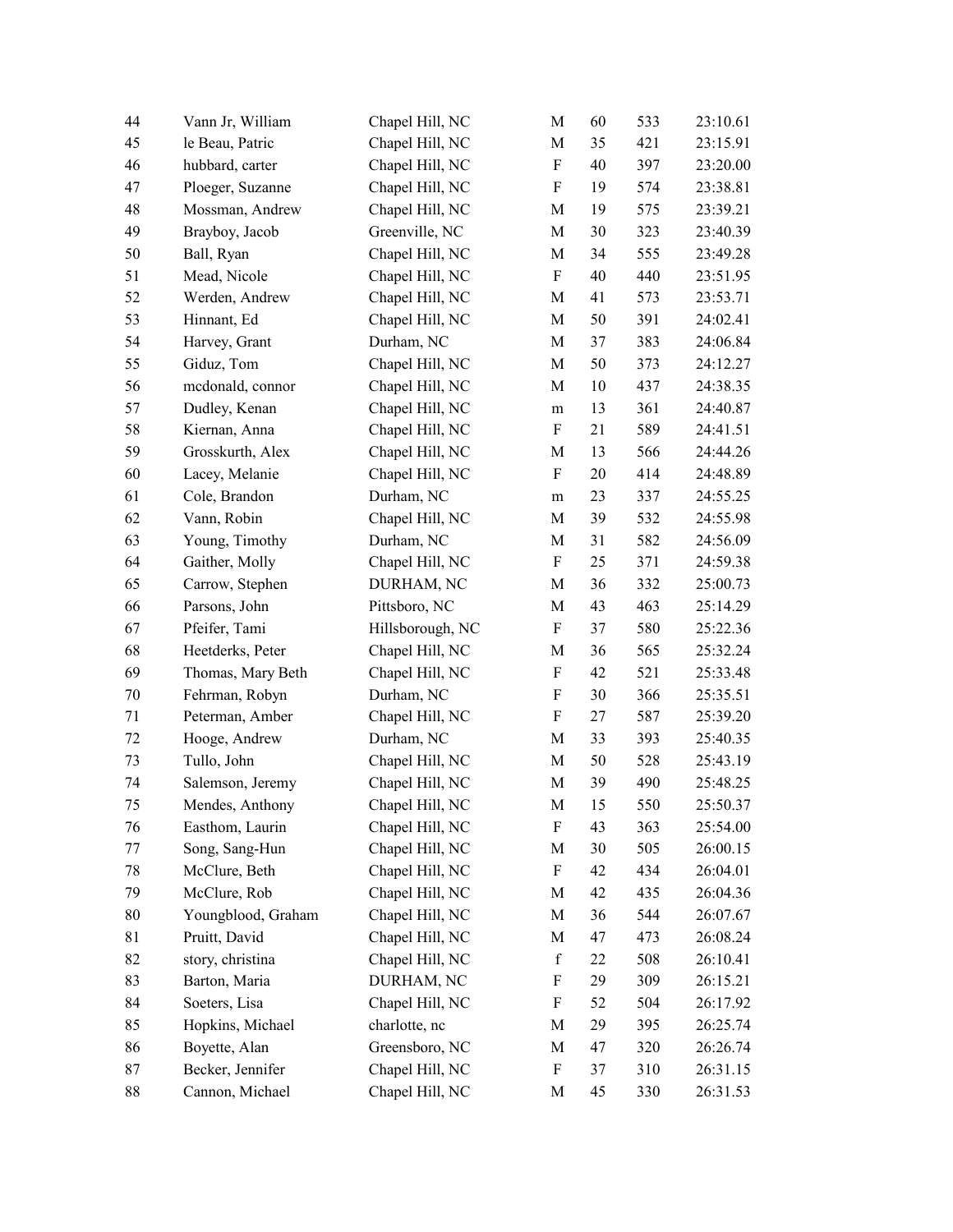| | | | | | | |
|---|---|---|---|---|---|---|
| 44 | Vann Jr, William | Chapel Hill, NC | M | 60 | 533 | 23:10.61 |
| 45 | le Beau, Patric | Chapel Hill, NC | M | 35 | 421 | 23:15.91 |
| 46 | hubbard, carter | Chapel Hill, NC | F | 40 | 397 | 23:20.00 |
| 47 | Ploeger, Suzanne | Chapel Hill, NC | F | 19 | 574 | 23:38.81 |
| 48 | Mossman, Andrew | Chapel Hill, NC | M | 19 | 575 | 23:39.21 |
| 49 | Brayboy, Jacob | Greenville, NC | M | 30 | 323 | 23:40.39 |
| 50 | Ball, Ryan | Chapel Hill, NC | M | 34 | 555 | 23:49.28 |
| 51 | Mead, Nicole | Chapel Hill, NC | F | 40 | 440 | 23:51.95 |
| 52 | Werden, Andrew | Chapel Hill, NC | M | 41 | 573 | 23:53.71 |
| 53 | Hinnant, Ed | Chapel Hill, NC | M | 50 | 391 | 24:02.41 |
| 54 | Harvey, Grant | Durham, NC | M | 37 | 383 | 24:06.84 |
| 55 | Giduz, Tom | Chapel Hill, NC | M | 50 | 373 | 24:12.27 |
| 56 | mcdonald, connor | Chapel Hill, NC | M | 10 | 437 | 24:38.35 |
| 57 | Dudley, Kenan | Chapel Hill, NC | m | 13 | 361 | 24:40.87 |
| 58 | Kiernan, Anna | Chapel Hill, NC | F | 21 | 589 | 24:41.51 |
| 59 | Grosskurth, Alex | Chapel Hill, NC | M | 13 | 566 | 24:44.26 |
| 60 | Lacey, Melanie | Chapel Hill, NC | F | 20 | 414 | 24:48.89 |
| 61 | Cole, Brandon | Durham, NC | m | 23 | 337 | 24:55.25 |
| 62 | Vann, Robin | Chapel Hill, NC | M | 39 | 532 | 24:55.98 |
| 63 | Young, Timothy | Durham, NC | M | 31 | 582 | 24:56.09 |
| 64 | Gaither, Molly | Chapel Hill, NC | F | 25 | 371 | 24:59.38 |
| 65 | Carrow, Stephen | DURHAM, NC | M | 36 | 332 | 25:00.73 |
| 66 | Parsons, John | Pittsboro, NC | M | 43 | 463 | 25:14.29 |
| 67 | Pfeifer, Tami | Hillsborough, NC | F | 37 | 580 | 25:22.36 |
| 68 | Heetderks, Peter | Chapel Hill, NC | M | 36 | 565 | 25:32.24 |
| 69 | Thomas, Mary Beth | Chapel Hill, NC | F | 42 | 521 | 25:33.48 |
| 70 | Fehrman, Robyn | Durham, NC | F | 30 | 366 | 25:35.51 |
| 71 | Peterman, Amber | Chapel Hill, NC | F | 27 | 587 | 25:39.20 |
| 72 | Hooge, Andrew | Durham, NC | M | 33 | 393 | 25:40.35 |
| 73 | Tullo, John | Chapel Hill, NC | M | 50 | 528 | 25:43.19 |
| 74 | Salemson, Jeremy | Chapel Hill, NC | M | 39 | 490 | 25:48.25 |
| 75 | Mendes, Anthony | Chapel Hill, NC | M | 15 | 550 | 25:50.37 |
| 76 | Easthom, Laurin | Chapel Hill, NC | F | 43 | 363 | 25:54.00 |
| 77 | Song, Sang-Hun | Chapel Hill, NC | M | 30 | 505 | 26:00.15 |
| 78 | McClure, Beth | Chapel Hill, NC | F | 42 | 434 | 26:04.01 |
| 79 | McClure, Rob | Chapel Hill, NC | M | 42 | 435 | 26:04.36 |
| 80 | Youngblood, Graham | Chapel Hill, NC | M | 36 | 544 | 26:07.67 |
| 81 | Pruitt, David | Chapel Hill, NC | M | 47 | 473 | 26:08.24 |
| 82 | story, christina | Chapel Hill, NC | f | 22 | 508 | 26:10.41 |
| 83 | Barton, Maria | DURHAM, NC | F | 29 | 309 | 26:15.21 |
| 84 | Soeters, Lisa | Chapel Hill, NC | F | 52 | 504 | 26:17.92 |
| 85 | Hopkins, Michael | charlotte, nc | M | 29 | 395 | 26:25.74 |
| 86 | Boyette, Alan | Greensboro, NC | M | 47 | 320 | 26:26.74 |
| 87 | Becker, Jennifer | Chapel Hill, NC | F | 37 | 310 | 26:31.15 |
| 88 | Cannon, Michael | Chapel Hill, NC | M | 45 | 330 | 26:31.53 |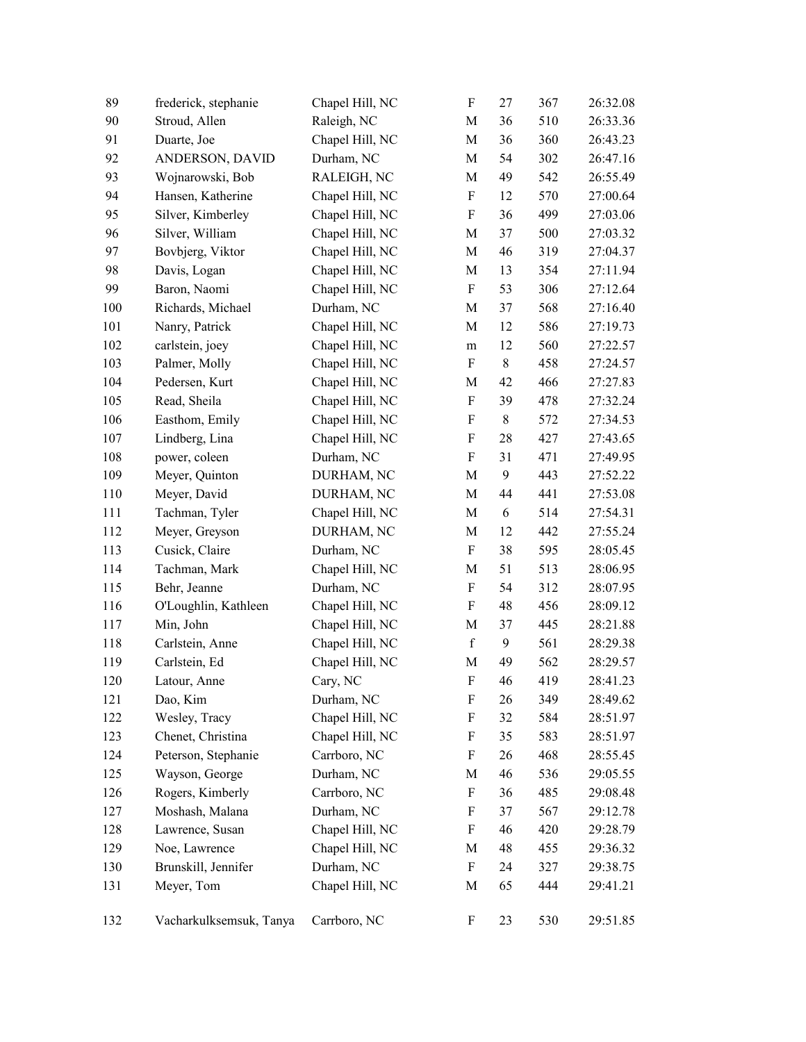| | | | | | | |
|---|---|---|---|---|---|---|
| 89 | frederick, stephanie | Chapel Hill, NC | F | 27 | 367 | 26:32.08 |
| 90 | Stroud, Allen | Raleigh, NC | M | 36 | 510 | 26:33.36 |
| 91 | Duarte, Joe | Chapel Hill, NC | M | 36 | 360 | 26:43.23 |
| 92 | ANDERSON, DAVID | Durham, NC | M | 54 | 302 | 26:47.16 |
| 93 | Wojnarowski, Bob | RALEIGH, NC | M | 49 | 542 | 26:55.49 |
| 94 | Hansen, Katherine | Chapel Hill, NC | F | 12 | 570 | 27:00.64 |
| 95 | Silver, Kimberley | Chapel Hill, NC | F | 36 | 499 | 27:03.06 |
| 96 | Silver, William | Chapel Hill, NC | M | 37 | 500 | 27:03.32 |
| 97 | Bovbjerg, Viktor | Chapel Hill, NC | M | 46 | 319 | 27:04.37 |
| 98 | Davis, Logan | Chapel Hill, NC | M | 13 | 354 | 27:11.94 |
| 99 | Baron, Naomi | Chapel Hill, NC | F | 53 | 306 | 27:12.64 |
| 100 | Richards, Michael | Durham, NC | M | 37 | 568 | 27:16.40 |
| 101 | Nanry, Patrick | Chapel Hill, NC | M | 12 | 586 | 27:19.73 |
| 102 | carlstein, joey | Chapel Hill, NC | m | 12 | 560 | 27:22.57 |
| 103 | Palmer, Molly | Chapel Hill, NC | F | 8 | 458 | 27:24.57 |
| 104 | Pedersen, Kurt | Chapel Hill, NC | M | 42 | 466 | 27:27.83 |
| 105 | Read, Sheila | Chapel Hill, NC | F | 39 | 478 | 27:32.24 |
| 106 | Easthom, Emily | Chapel Hill, NC | F | 8 | 572 | 27:34.53 |
| 107 | Lindberg, Lina | Chapel Hill, NC | F | 28 | 427 | 27:43.65 |
| 108 | power, coleen | Durham, NC | F | 31 | 471 | 27:49.95 |
| 109 | Meyer, Quinton | DURHAM, NC | M | 9 | 443 | 27:52.22 |
| 110 | Meyer, David | DURHAM, NC | M | 44 | 441 | 27:53.08 |
| 111 | Tachman, Tyler | Chapel Hill, NC | M | 6 | 514 | 27:54.31 |
| 112 | Meyer, Greyson | DURHAM, NC | M | 12 | 442 | 27:55.24 |
| 113 | Cusick, Claire | Durham, NC | F | 38 | 595 | 28:05.45 |
| 114 | Tachman, Mark | Chapel Hill, NC | M | 51 | 513 | 28:06.95 |
| 115 | Behr, Jeanne | Durham, NC | F | 54 | 312 | 28:07.95 |
| 116 | O'Loughlin, Kathleen | Chapel Hill, NC | F | 48 | 456 | 28:09.12 |
| 117 | Min, John | Chapel Hill, NC | M | 37 | 445 | 28:21.88 |
| 118 | Carlstein, Anne | Chapel Hill, NC | f | 9 | 561 | 28:29.38 |
| 119 | Carlstein, Ed | Chapel Hill, NC | M | 49 | 562 | 28:29.57 |
| 120 | Latour, Anne | Cary, NC | F | 46 | 419 | 28:41.23 |
| 121 | Dao, Kim | Durham, NC | F | 26 | 349 | 28:49.62 |
| 122 | Wesley, Tracy | Chapel Hill, NC | F | 32 | 584 | 28:51.97 |
| 123 | Chenet, Christina | Chapel Hill, NC | F | 35 | 583 | 28:51.97 |
| 124 | Peterson, Stephanie | Carrboro, NC | F | 26 | 468 | 28:55.45 |
| 125 | Wayson, George | Durham, NC | M | 46 | 536 | 29:05.55 |
| 126 | Rogers, Kimberly | Carrboro, NC | F | 36 | 485 | 29:08.48 |
| 127 | Moshash, Malana | Durham, NC | F | 37 | 567 | 29:12.78 |
| 128 | Lawrence, Susan | Chapel Hill, NC | F | 46 | 420 | 29:28.79 |
| 129 | Noe, Lawrence | Chapel Hill, NC | M | 48 | 455 | 29:36.32 |
| 130 | Brunskill, Jennifer | Durham, NC | F | 24 | 327 | 29:38.75 |
| 131 | Meyer, Tom | Chapel Hill, NC | M | 65 | 444 | 29:41.21 |
| 132 | Vacharkulksemsuk, Tanya | Carrboro, NC | F | 23 | 530 | 29:51.85 |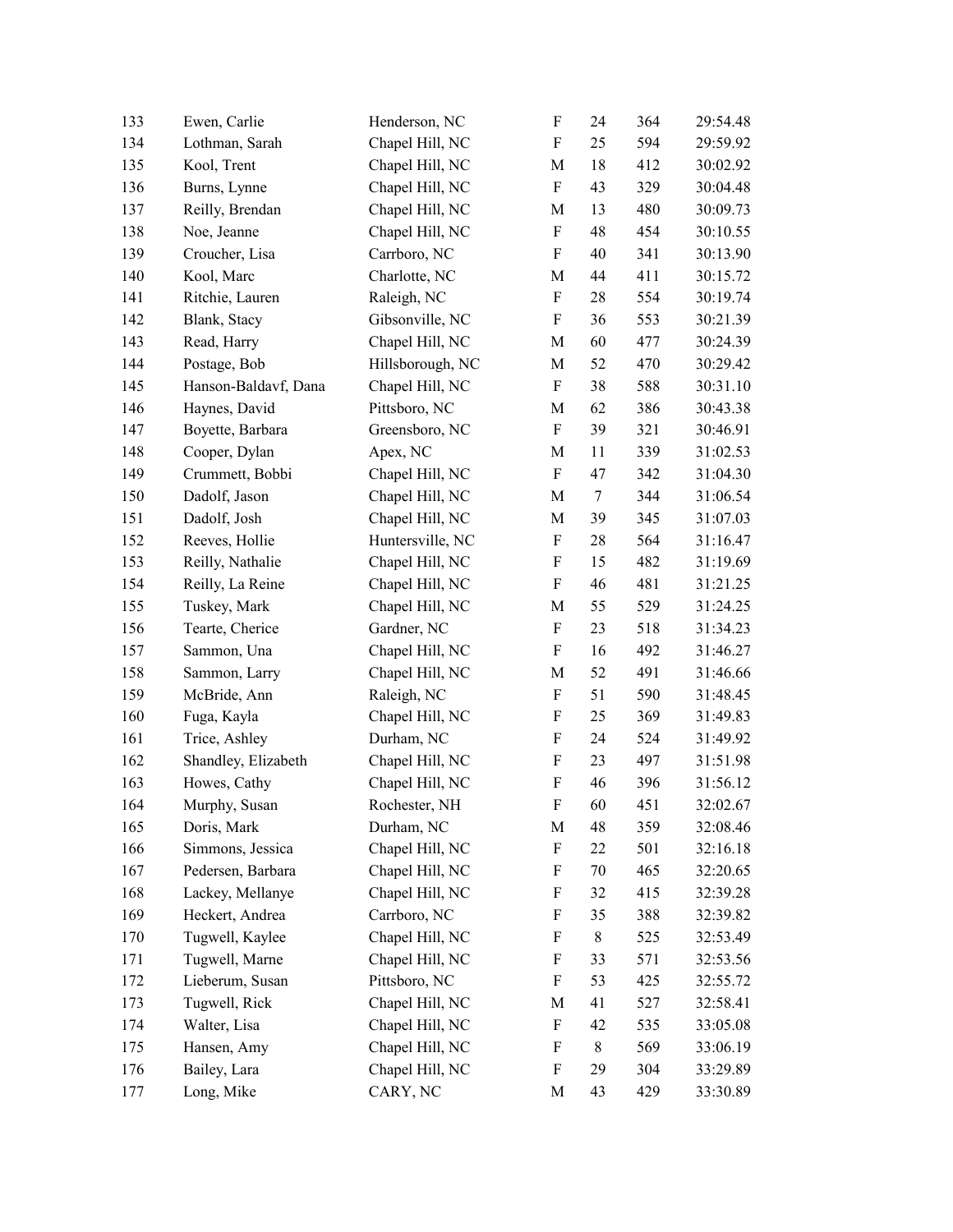| | | | | | | |
|---|---|---|---|---|---|---|
| 133 | Ewen, Carlie | Henderson, NC | F | 24 | 364 | 29:54.48 |
| 134 | Lothman, Sarah | Chapel Hill, NC | F | 25 | 594 | 29:59.92 |
| 135 | Kool, Trent | Chapel Hill, NC | M | 18 | 412 | 30:02.92 |
| 136 | Burns, Lynne | Chapel Hill, NC | F | 43 | 329 | 30:04.48 |
| 137 | Reilly, Brendan | Chapel Hill, NC | M | 13 | 480 | 30:09.73 |
| 138 | Noe, Jeanne | Chapel Hill, NC | F | 48 | 454 | 30:10.55 |
| 139 | Croucher, Lisa | Carrboro, NC | F | 40 | 341 | 30:13.90 |
| 140 | Kool, Marc | Charlotte, NC | M | 44 | 411 | 30:15.72 |
| 141 | Ritchie, Lauren | Raleigh, NC | F | 28 | 554 | 30:19.74 |
| 142 | Blank, Stacy | Gibsonville, NC | F | 36 | 553 | 30:21.39 |
| 143 | Read, Harry | Chapel Hill, NC | M | 60 | 477 | 30:24.39 |
| 144 | Postage, Bob | Hillsborough, NC | M | 52 | 470 | 30:29.42 |
| 145 | Hanson-Baldavf, Dana | Chapel Hill, NC | F | 38 | 588 | 30:31.10 |
| 146 | Haynes, David | Pittsboro, NC | M | 62 | 386 | 30:43.38 |
| 147 | Boyette, Barbara | Greensboro, NC | F | 39 | 321 | 30:46.91 |
| 148 | Cooper, Dylan | Apex, NC | M | 11 | 339 | 31:02.53 |
| 149 | Crummett, Bobbi | Chapel Hill, NC | F | 47 | 342 | 31:04.30 |
| 150 | Dadolf, Jason | Chapel Hill, NC | M | 7 | 344 | 31:06.54 |
| 151 | Dadolf, Josh | Chapel Hill, NC | M | 39 | 345 | 31:07.03 |
| 152 | Reeves, Hollie | Huntersville, NC | F | 28 | 564 | 31:16.47 |
| 153 | Reilly, Nathalie | Chapel Hill, NC | F | 15 | 482 | 31:19.69 |
| 154 | Reilly, La Reine | Chapel Hill, NC | F | 46 | 481 | 31:21.25 |
| 155 | Tuskey, Mark | Chapel Hill, NC | M | 55 | 529 | 31:24.25 |
| 156 | Tearte, Cherice | Gardner, NC | F | 23 | 518 | 31:34.23 |
| 157 | Sammon, Una | Chapel Hill, NC | F | 16 | 492 | 31:46.27 |
| 158 | Sammon, Larry | Chapel Hill, NC | M | 52 | 491 | 31:46.66 |
| 159 | McBride, Ann | Raleigh, NC | F | 51 | 590 | 31:48.45 |
| 160 | Fuga, Kayla | Chapel Hill, NC | F | 25 | 369 | 31:49.83 |
| 161 | Trice, Ashley | Durham, NC | F | 24 | 524 | 31:49.92 |
| 162 | Shandley, Elizabeth | Chapel Hill, NC | F | 23 | 497 | 31:51.98 |
| 163 | Howes, Cathy | Chapel Hill, NC | F | 46 | 396 | 31:56.12 |
| 164 | Murphy, Susan | Rochester, NH | F | 60 | 451 | 32:02.67 |
| 165 | Doris, Mark | Durham, NC | M | 48 | 359 | 32:08.46 |
| 166 | Simmons, Jessica | Chapel Hill, NC | F | 22 | 501 | 32:16.18 |
| 167 | Pedersen, Barbara | Chapel Hill, NC | F | 70 | 465 | 32:20.65 |
| 168 | Lackey, Mellanye | Chapel Hill, NC | F | 32 | 415 | 32:39.28 |
| 169 | Heckert, Andrea | Carrboro, NC | F | 35 | 388 | 32:39.82 |
| 170 | Tugwell, Kaylee | Chapel Hill, NC | F | 8 | 525 | 32:53.49 |
| 171 | Tugwell, Marne | Chapel Hill, NC | F | 33 | 571 | 32:53.56 |
| 172 | Lieberum, Susan | Pittsboro, NC | F | 53 | 425 | 32:55.72 |
| 173 | Tugwell, Rick | Chapel Hill, NC | M | 41 | 527 | 32:58.41 |
| 174 | Walter, Lisa | Chapel Hill, NC | F | 42 | 535 | 33:05.08 |
| 175 | Hansen, Amy | Chapel Hill, NC | F | 8 | 569 | 33:06.19 |
| 176 | Bailey, Lara | Chapel Hill, NC | F | 29 | 304 | 33:29.89 |
| 177 | Long, Mike | CARY, NC | M | 43 | 429 | 33:30.89 |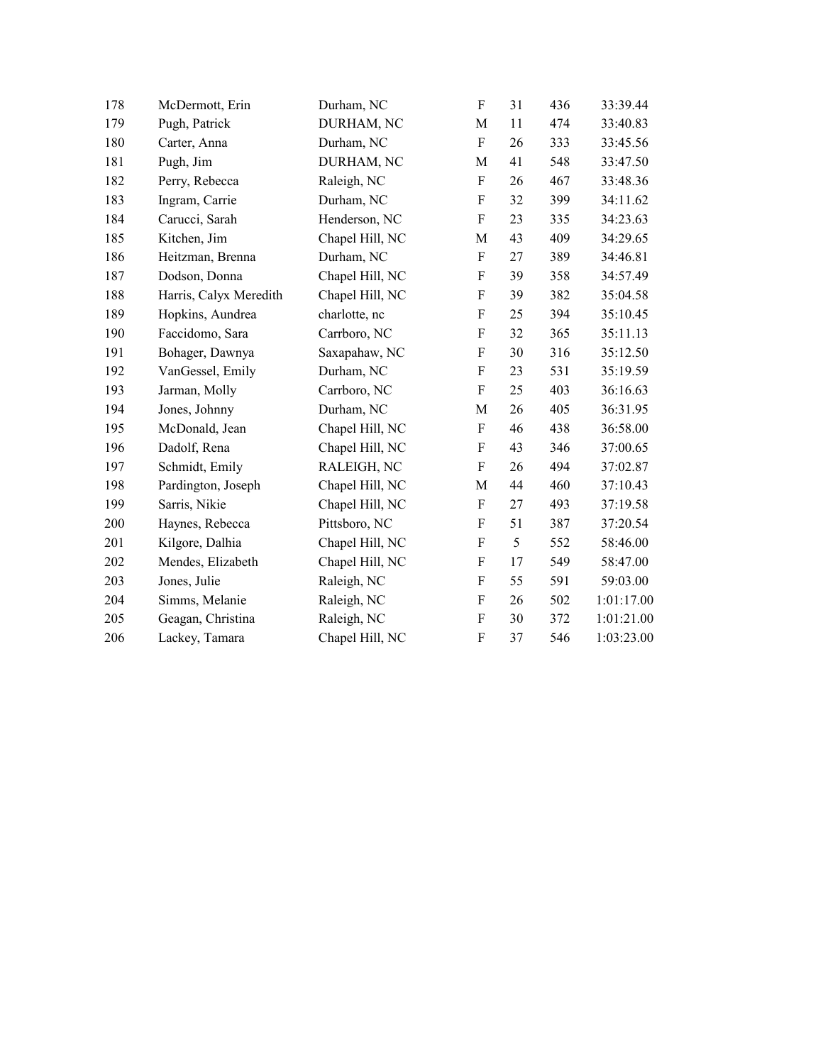| | | | | | | |
|---|---|---|---|---|---|---|
| 178 | McDermott, Erin | Durham, NC | F | 31 | 436 | 33:39.44 |
| 179 | Pugh, Patrick | DURHAM, NC | M | 11 | 474 | 33:40.83 |
| 180 | Carter, Anna | Durham, NC | F | 26 | 333 | 33:45.56 |
| 181 | Pugh, Jim | DURHAM, NC | M | 41 | 548 | 33:47.50 |
| 182 | Perry, Rebecca | Raleigh, NC | F | 26 | 467 | 33:48.36 |
| 183 | Ingram, Carrie | Durham, NC | F | 32 | 399 | 34:11.62 |
| 184 | Carucci, Sarah | Henderson, NC | F | 23 | 335 | 34:23.63 |
| 185 | Kitchen, Jim | Chapel Hill, NC | M | 43 | 409 | 34:29.65 |
| 186 | Heitzman, Brenna | Durham, NC | F | 27 | 389 | 34:46.81 |
| 187 | Dodson, Donna | Chapel Hill, NC | F | 39 | 358 | 34:57.49 |
| 188 | Harris, Calyx Meredith | Chapel Hill, NC | F | 39 | 382 | 35:04.58 |
| 189 | Hopkins, Aundrea | charlotte, nc | F | 25 | 394 | 35:10.45 |
| 190 | Faccidomo, Sara | Carrboro, NC | F | 32 | 365 | 35:11.13 |
| 191 | Bohager, Dawnya | Saxapahaw, NC | F | 30 | 316 | 35:12.50 |
| 192 | VanGessel, Emily | Durham, NC | F | 23 | 531 | 35:19.59 |
| 193 | Jarman, Molly | Carrboro, NC | F | 25 | 403 | 36:16.63 |
| 194 | Jones, Johnny | Durham, NC | M | 26 | 405 | 36:31.95 |
| 195 | McDonald, Jean | Chapel Hill, NC | F | 46 | 438 | 36:58.00 |
| 196 | Dadolf, Rena | Chapel Hill, NC | F | 43 | 346 | 37:00.65 |
| 197 | Schmidt, Emily | RALEIGH, NC | F | 26 | 494 | 37:02.87 |
| 198 | Pardington, Joseph | Chapel Hill, NC | M | 44 | 460 | 37:10.43 |
| 199 | Sarris, Nikie | Chapel Hill, NC | F | 27 | 493 | 37:19.58 |
| 200 | Haynes, Rebecca | Pittsboro, NC | F | 51 | 387 | 37:20.54 |
| 201 | Kilgore, Dalhia | Chapel Hill, NC | F | 5 | 552 | 58:46.00 |
| 202 | Mendes, Elizabeth | Chapel Hill, NC | F | 17 | 549 | 58:47.00 |
| 203 | Jones, Julie | Raleigh, NC | F | 55 | 591 | 59:03.00 |
| 204 | Simms, Melanie | Raleigh, NC | F | 26 | 502 | 1:01:17.00 |
| 205 | Geagan, Christina | Raleigh, NC | F | 30 | 372 | 1:01:21.00 |
| 206 | Lackey, Tamara | Chapel Hill, NC | F | 37 | 546 | 1:03:23.00 |